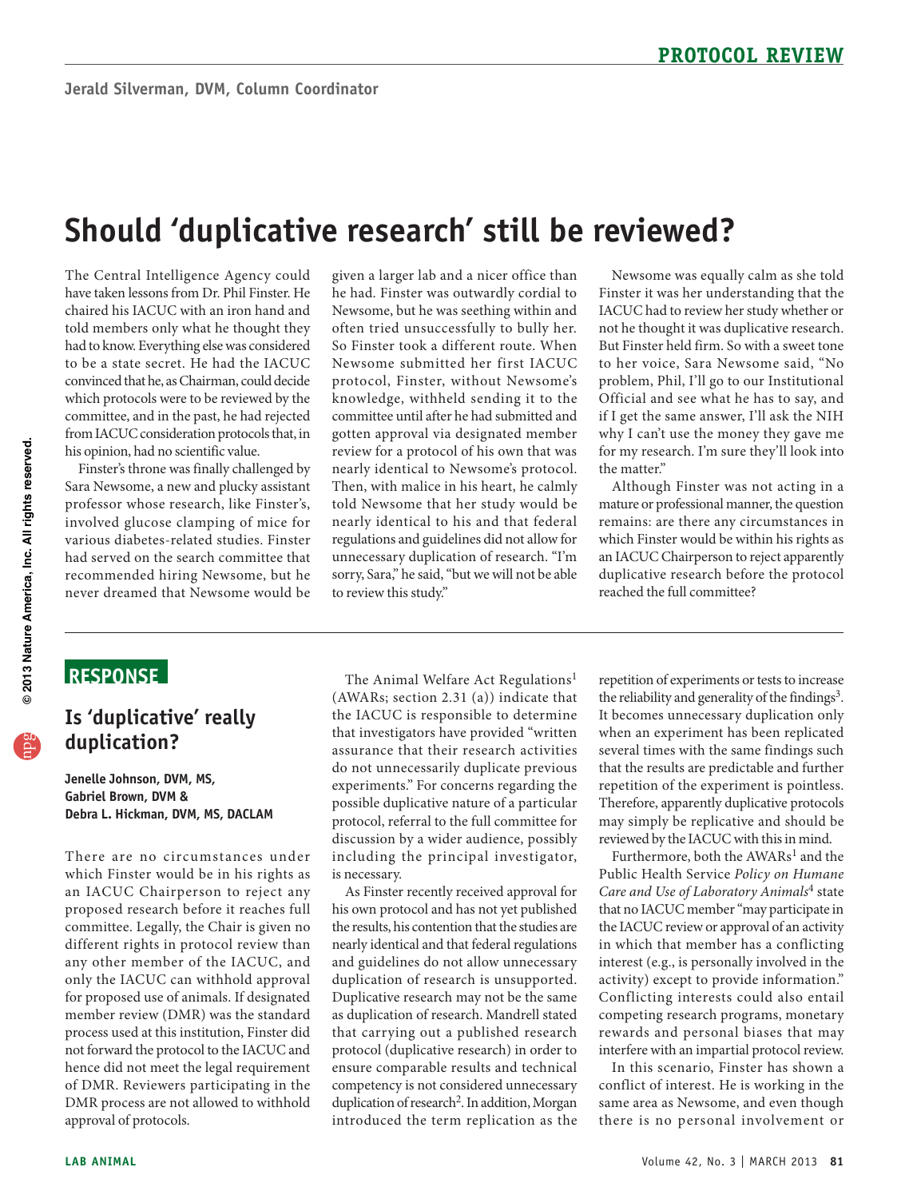**PROTOCOL REVIEW**

Jerald Silverman, DVM, Column Coordinator

# Should 'duplicative research' still be reviewed?

The Central Intelligence Agency could have taken lessons from Dr. Phil Finster. He chaired his IACUC with an iron hand and told members only what he thought they had to know. Everything else was considered to be a state secret. He had the IACUC convinced that he, as Chairman, could decide which protocols were to be reviewed by the committee, and in the past, he had rejected from IACUC consideration protocols that, in his opinion, had no scientific value.

Finster's throne was finally challenged by Sara Newsome, a new and plucky assistant professor whose research, like Finster's, involved glucose clamping of mice for various diabetes-related studies. Finster had served on the search committee that recommended hiring Newsome, but he never dreamed that Newsome would be given a larger lab and a nicer office than he had. Finster was outwardly cordial to Newsome, but he was seething within and often tried unsuccessfully to bully her. So Finster took a different route. When Newsome submitted her first IACUC protocol, Finster, without Newsome's knowledge, withheld sending it to the committee until after he had submitted and gotten approval via designated member review for a protocol of his own that was nearly identical to Newsome's protocol. Then, with malice in his heart, he calmly told Newsome that her study would be nearly identical to his and that federal regulations and guidelines did not allow for unnecessary duplication of research. "I'm sorry, Sara," he said, "but we will not be able to review this study."

Newsome was equally calm as she told Finster it was her understanding that the IACUC had to review her study whether or not he thought it was duplicative research. But Finster held firm. So with a sweet tone to her voice, Sara Newsome said, "No problem, Phil, I'll go to our Institutional Official and see what he has to say, and if I get the same answer, I'll ask the NIH why I can't use the money they gave me for my research. I'm sure they'll look into the matter."

Although Finster was not acting in a mature or professional manner, the question remains: are there any circumstances in which Finster would be within his rights as an IACUC Chairperson to reject apparently duplicative research before the protocol reached the full committee?

## RESPONSE

### Is 'duplicative' really duplication?

**Jenelle Johnson, DVM, MS, Gabriel Brown, DVM & Debra L. Hickman, DVM, MS, DACLAM**

There are no circumstances under which Finster would be in his rights as an IACUC Chairperson to reject any proposed research before it reaches full committee. Legally, the Chair is given no different rights in protocol review than any other member of the IACUC, and only the IACUC can withhold approval for proposed use of animals. If designated member review (DMR) was the standard process used at this institution, Finster did not forward the protocol to the IACUC and hence did not meet the legal requirement of DMR. Reviewers participating in the DMR process are not allowed to withhold approval of protocols.

The Animal Welfare Act Regulations[1] (AWARs; section 2.31 (a)) indicate that the IACUC is responsible to determine that investigators have provided "written assurance that their research activities do not unnecessarily duplicate previous experiments." For concerns regarding the possible duplicative nature of a particular protocol, referral to the full committee for discussion by a wider audience, possibly including the principal investigator, is necessary.

As Finster recently received approval for his own protocol and has not yet published the results, his contention that the studies are nearly identical and that federal regulations and guidelines do not allow unnecessary duplication of research is unsupported. Duplicative research may not be the same as duplication of research. Mandrell stated that carrying out a published research protocol (duplicative research) in order to ensure comparable results and technical competency is not considered unnecessary duplication of research[2]. In addition, Morgan introduced the term replication as the repetition of experiments or tests to increase the reliability and generality of the findings[3]. It becomes unnecessary duplication only when an experiment has been replicated several times with the same findings such that the results are predictable and further repetition of the experiment is pointless. Therefore, apparently duplicative protocols may simply be replicative and should be reviewed by the IACUC with this in mind.

Furthermore, both the AWARs[1] and the Public Health Service *Policy on Humane Care and Use of Laboratory Animals*[4] state that no IACUC member "may participate in the IACUC review or approval of an activity in which that member has a conflicting interest (e.g., is personally involved in the activity) except to provide information." Conflicting interests could also entail competing research programs, monetary rewards and personal biases that may interfere with an impartial protocol review.

In this scenario, Finster has shown a conflict of interest. He is working in the same area as Newsome, and even though there is no personal involvement or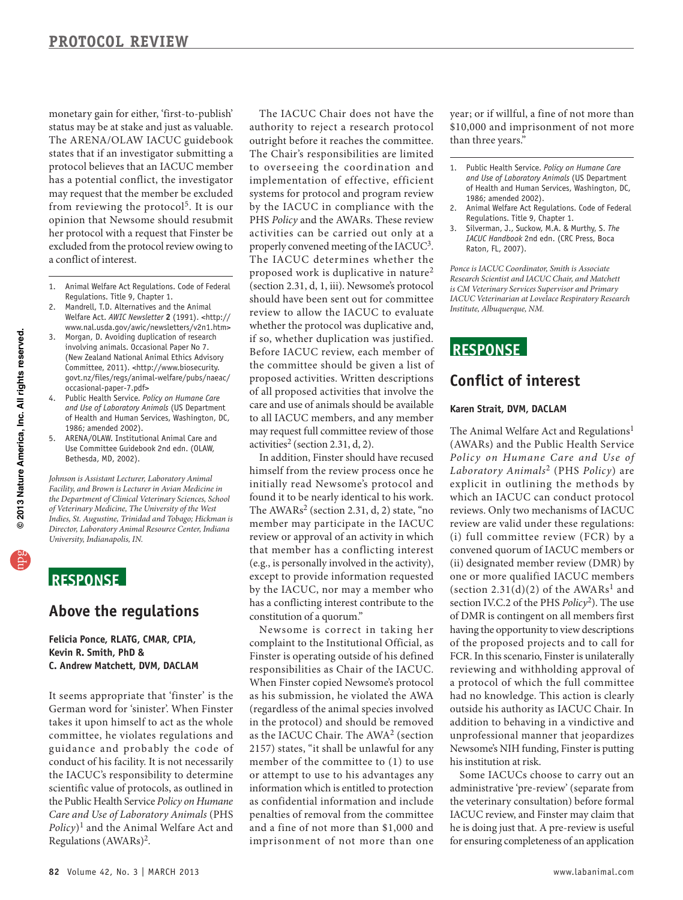monetary gain for either, 'first-to-publish' status may be at stake and just as valuable. The ARENA/OLAW IACUC guidebook states that if an investigator submitting a protocol believes that an IACUC member has a potential conflict, the investigator may request that the member be excluded from reviewing the protocol[5]. It is our opinion that Newsome should resubmit her protocol with a request that Finster be excluded from the protocol review owing to a conflict of interest.

1. Animal Welfare Act Regulations. Code of Federal Regulations. Title 9, Chapter 1.
2. Mandrell, T.D. Alternatives and the Animal Welfare Act. *AWIC Newsletter* **2** (1991). <http://www.nal.usda.gov/awic/newsletters/v2n1.htm>
3. Morgan, D. Avoiding duplication of research involving animals. Occasional Paper No 7. (New Zealand National Animal Ethics Advisory Committee, 2011). <http://www.biosecurity.govt.nz/files/regs/animal-welfare/pubs/naeac/occasional-paper-7.pdf>
4. Public Health Service. *Policy on Humane Care and Use of Laboratory Animals* (US Department of Health and Human Services, Washington, DC, 1986; amended 2002).
5. ARENA/OLAW. Institutional Animal Care and Use Committee Guidebook 2nd edn. (OLAW, Bethesda, MD, 2002).

*Johnson is Assistant Lecturer, Laboratory Animal Facility, and Brown is Lecturer in Avian Medicine in the Department of Clinical Veterinary Sciences, School of Veterinary Medicine, The University of the West Indies, St. Augustine, Trinidad and Tobago; Hickman is Director, Laboratory Animal Resource Center, Indiana University, Indianapolis, IN.*

## RESPONSE

## Above the regulations

**Felicia Ponce, RLATG, CMAR, CPIA, Kevin R. Smith, PhD & C. Andrew Matchett, DVM, DACLAM**

It seems appropriate that 'finster' is the German word for 'sinister'. When Finster takes it upon himself to act as the whole committee, he violates regulations and guidance and probably the code of conduct of his facility. It is not necessarily the IACUC's responsibility to determine scientific value of protocols, as outlined in the Public Health Service *Policy on Humane Care and Use of Laboratory Animals* (PHS *Policy*)[1] and the Animal Welfare Act and Regulations (AWARs)[2].

The IACUC Chair does not have the authority to reject a research protocol outright before it reaches the committee. The Chair's responsibilities are limited to overseeing the coordination and implementation of effective, efficient systems for protocol and program review by the IACUC in compliance with the PHS *Policy* and the AWARs. These review activities can be carried out only at a properly convened meeting of the IACUC[3]. The IACUC determines whether the proposed work is duplicative in nature[2] (section 2.31, d, 1, iii). Newsome's protocol should have been sent out for committee review to allow the IACUC to evaluate whether the protocol was duplicative and, if so, whether duplication was justified. Before IACUC review, each member of the committee should be given a list of proposed activities. Written descriptions of all proposed activities that involve the care and use of animals should be available to all IACUC members, and any member may request full committee review of those activities[2] (section 2.31, d, 2).

In addition, Finster should have recused himself from the review process once he initially read Newsome's protocol and found it to be nearly identical to his work. The AWARs[2] (section 2.31, d, 2) state, "no member may participate in the IACUC review or approval of an activity in which that member has a conflicting interest (e.g., is personally involved in the activity), except to provide information requested by the IACUC, nor may a member who has a conflicting interest contribute to the constitution of a quorum."

Newsome is correct in taking her complaint to the Institutional Official, as Finster is operating outside of his defined responsibilities as Chair of the IACUC. When Finster copied Newsome's protocol as his submission, he violated the AWA (regardless of the animal species involved in the protocol) and should be removed as the IACUC Chair. The AWA[2] (section 2157) states, "it shall be unlawful for any member of the committee to (1) to use or attempt to use to his advantages any information which is entitled to protection as confidential information and include penalties of removal from the committee and a fine of not more than \$1,000 and imprisonment of not more than one year; or if willful, a fine of not more than \$10,000 and imprisonment of not more than three years."

1. Public Health Service. *Policy on Humane Care and Use of Laboratory Animals* (US Department of Health and Human Services, Washington, DC, 1986; amended 2002).
2. Animal Welfare Act Regulations. Code of Federal Regulations. Title 9, Chapter 1.
3. Silverman, J., Suckow, M.A. & Murthy, S. *The IACUC Handbook* 2nd edn. (CRC Press, Boca Raton, FL, 2007).

*Ponce is IACUC Coordinator, Smith is Associate Research Scientist and IACUC Chair, and Matchett is CM Veterinary Services Supervisor and Primary IACUC Veterinarian at Lovelace Respiratory Research Institute, Albuquerque, NM.*

## RESPONSE

## Conflict of interest

**Karen Strait, DVM, DACLAM**

The Animal Welfare Act and Regulations[1] (AWARs) and the Public Health Service *Policy on Humane Care and Use of Laboratory Animals*[2] (PHS *Policy*) are explicit in outlining the methods by which an IACUC can conduct protocol reviews. Only two mechanisms of IACUC review are valid under these regulations: (i) full committee review (FCR) by a convened quorum of IACUC members or (ii) designated member review (DMR) by one or more qualified IACUC members (section 2.31(d)(2) of the AWARs[1] and section IV.C.2 of the PHS *Policy*[2]). The use of DMR is contingent on all members first having the opportunity to view descriptions of the proposed projects and to call for FCR. In this scenario, Finster is unilaterally reviewing and withholding approval of a protocol of which the full committee had no knowledge. This action is clearly outside his authority as IACUC Chair. In addition to behaving in a vindictive and unprofessional manner that jeopardizes Newsome's NIH funding, Finster is putting his institution at risk.

Some IACUCs choose to carry out an administrative 'pre-review' (separate from the veterinary consultation) before formal IACUC review, and Finster may claim that he is doing just that. A pre-review is useful for ensuring completeness of an application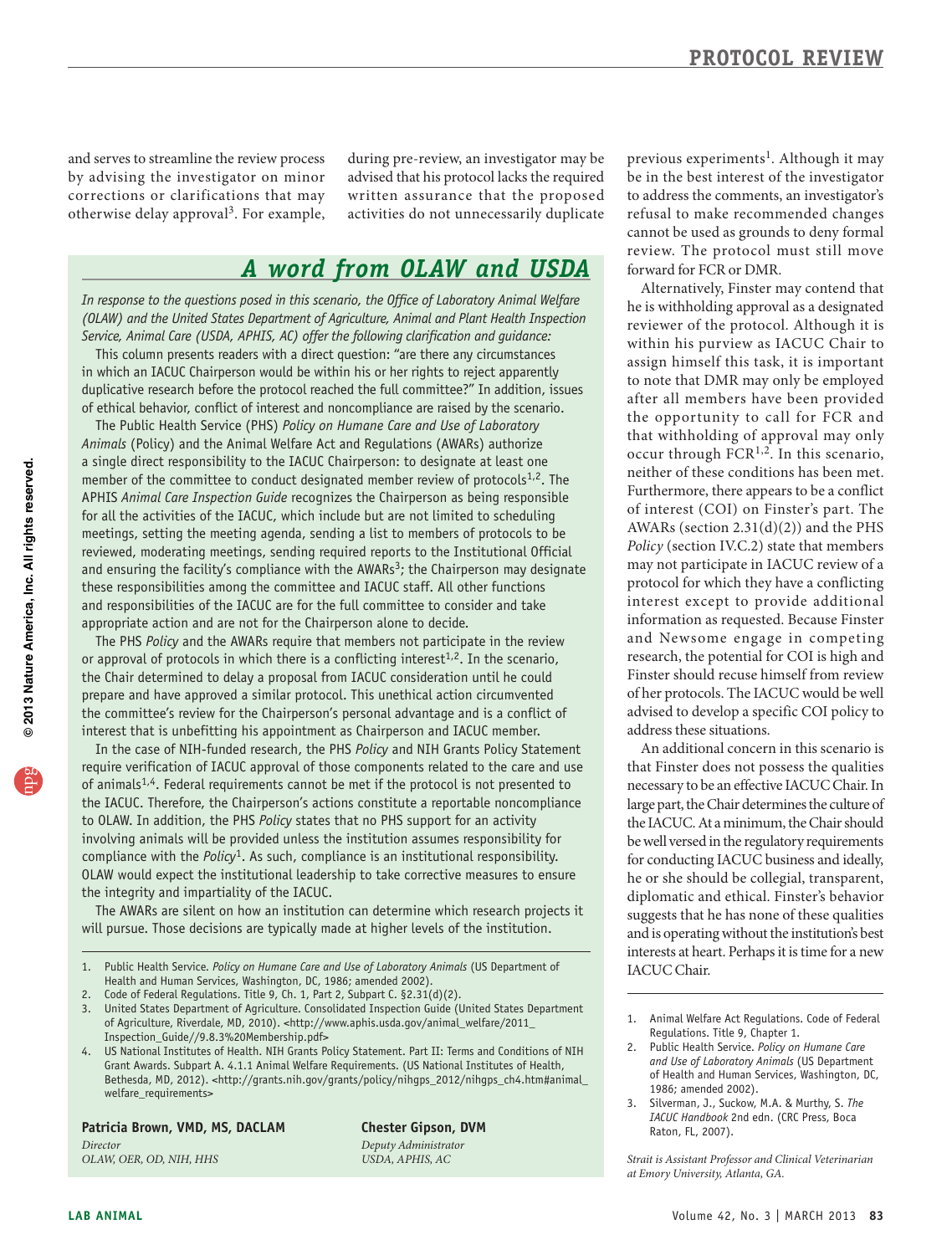and serves to streamline the review process by advising the investigator on minor corrections or clarifications that may otherwise delay approval[3]. For example, during pre-review, an investigator may be advised that his protocol lacks the required written assurance that the proposed activities do not unnecessarily duplicate previous experiments[1]. Although it may be in the best interest of the investigator to address the comments, an investigator's refusal to make recommended changes cannot be used as grounds to deny formal review. The protocol must still move forward for FCR or DMR.

Alternatively, Finster may contend that he is withholding approval as a designated reviewer of the protocol. Although it is within his purview as IACUC Chair to assign himself this task, it is important to note that DMR may only be employed after all members have been provided the opportunity to call for FCR and that withholding of approval may only occur through FCR[1,2]. In this scenario, neither of these conditions has been met. Furthermore, there appears to be a conflict of interest (COI) on Finster's part. The AWARs (section 2.31(d)(2)) and the PHS *Policy* (section IV.C.2) state that members may not participate in IACUC review of a protocol for which they have a conflicting interest except to provide additional information as requested. Because Finster and Newsome engage in competing research, the potential for COI is high and Finster should recuse himself from review of her protocols. The IACUC would be well advised to develop a specific COI policy to address these situations.

An additional concern in this scenario is that Finster does not possess the qualities necessary to be an effective IACUC Chair. In large part, the Chair determines the culture of the IACUC. At a minimum, the Chair should be well versed in the regulatory requirements for conducting IACUC business and ideally, he or she should be collegial, transparent, diplomatic and ethical. Finster's behavior suggests that he has none of these qualities and is operating without the institution's best interests at heart. Perhaps it is time for a new IACUC Chair.

1. Animal Welfare Act Regulations. Code of Federal Regulations. Title 9, Chapter 1.
2. Public Health Service. *Policy on Humane Care and Use of Laboratory Animals* (US Department of Health and Human Services, Washington, DC, 1986; amended 2002).
3. Silverman, J., Suckow, M.A. & Murthy, S. *The IACUC Handbook* 2nd edn. (CRC Press, Boca Raton, FL, 2007).

*Strait is Assistant Professor and Clinical Veterinarian at Emory University, Atlanta, GA.*

## A word from OLAW and USDA

*In response to the questions posed in this scenario, the Office of Laboratory Animal Welfare (OLAW) and the United States Department of Agriculture, Animal and Plant Health Inspection Service, Animal Care (USDA, APHIS, AC) offer the following clarification and guidance:*

This column presents readers with a direct question: "are there any circumstances in which an IACUC Chairperson would be within his or her rights to reject apparently duplicative research before the protocol reached the full committee?" In addition, issues of ethical behavior, conflict of interest and noncompliance are raised by the scenario.

The Public Health Service (PHS) *Policy on Humane Care and Use of Laboratory Animals* (Policy) and the Animal Welfare Act and Regulations (AWARs) authorize a single direct responsibility to the IACUC Chairperson: to designate at least one member of the committee to conduct designated member review of protocols[1,2]. The APHIS *Animal Care Inspection Guide* recognizes the Chairperson as being responsible for all the activities of the IACUC, which include but are not limited to scheduling meetings, setting the meeting agenda, sending a list to members of protocols to be reviewed, moderating meetings, sending required reports to the Institutional Official and ensuring the facility's compliance with the AWARs[3]; the Chairperson may designate these responsibilities among the committee and IACUC staff. All other functions and responsibilities of the IACUC are for the full committee to consider and take appropriate action and are not for the Chairperson alone to decide.

The PHS *Policy* and the AWARs require that members not participate in the review or approval of protocols in which there is a conflicting interest[1,2]. In the scenario, the Chair determined to delay a proposal from IACUC consideration until he could prepare and have approved a similar protocol. This unethical action circumvented the committee's review for the Chairperson's personal advantage and is a conflict of interest that is unbefitting his appointment as Chairperson and IACUC member.

In the case of NIH-funded research, the PHS *Policy* and NIH Grants Policy Statement require verification of IACUC approval of those components related to the care and use of animals[1,4]. Federal requirements cannot be met if the protocol is not presented to the IACUC. Therefore, the Chairperson's actions constitute a reportable noncompliance to OLAW. In addition, the PHS *Policy* states that no PHS support for an activity involving animals will be provided unless the institution assumes responsibility for compliance with the *Policy*[1]. As such, compliance is an institutional responsibility. OLAW would expect the institutional leadership to take corrective measures to ensure the integrity and impartiality of the IACUC.

The AWARs are silent on how an institution can determine which research projects it will pursue. Those decisions are typically made at higher levels of the institution.

1. Public Health Service. *Policy on Humane Care and Use of Laboratory Animals* (US Department of Health and Human Services, Washington, DC, 1986; amended 2002).
2. Code of Federal Regulations. Title 9, Ch. 1, Part 2, Subpart C. §2.31(d)(2).
3. United States Department of Agriculture. Consolidated Inspection Guide (United States Department of Agriculture, Riverdale, MD, 2010). <http://www.aphis.usda.gov/animal_welfare/2011_Inspection_Guide//9.8.3%20Membership.pdf>
4. US National Institutes of Health. NIH Grants Policy Statement. Part II: Terms and Conditions of NIH Grant Awards. Subpart A. 4.1.1 Animal Welfare Requirements. (US National Institutes of Health, Bethesda, MD, 2012). <http://grants.nih.gov/grants/policy/nihgps_2012/nihgps_ch4.htm#animal_welfare_requirements>

**Patricia Brown, VMD, MS, DACLAM**
*Director*
*OLAW, OER, OD, NIH, HHS*

**Chester Gipson, DVM**
*Deputy Administrator*
*USDA, APHIS, AC*